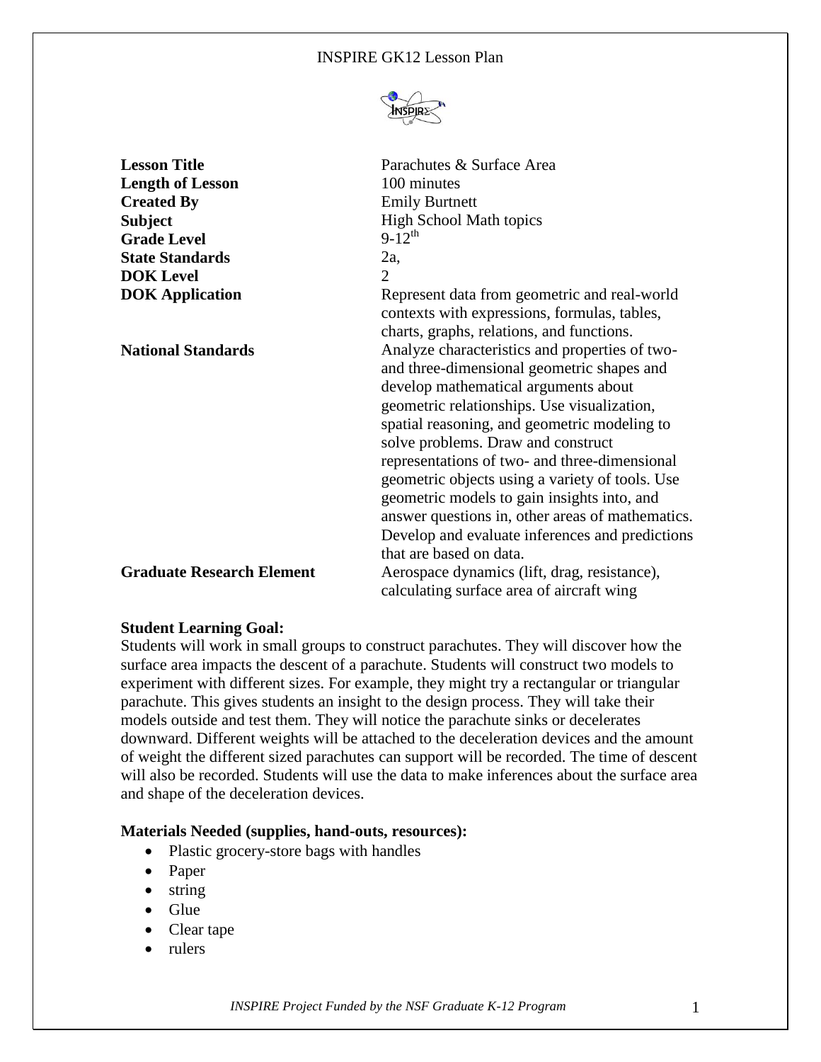# INSPIRE GK12 Lesson Plan

| | |
|---|---|
| **Lesson Title** | Parachutes & Surface Area |
| **Length of Lesson** | 100 minutes |
| **Created By** | Emily Burtnett |
| **Subject** | High School Math topics |
| **Grade Level** | 9-12th |
| **State Standards** | 2a, |
| **DOK Level** | 2 |
| **DOK Application** | Represent data from geometric and real-world contexts with expressions, formulas, tables, charts, graphs, relations, and functions. |
| **National Standards** | Analyze characteristics and properties of two- and three-dimensional geometric shapes and develop mathematical arguments about geometric relationships. Use visualization, spatial reasoning, and geometric modeling to solve problems. Draw and construct representations of two- and three-dimensional geometric objects using a variety of tools. Use geometric models to gain insights into, and answer questions in, other areas of mathematics. Develop and evaluate inferences and predictions that are based on data. |
| **Graduate Research Element** | Aerospace dynamics (lift, drag, resistance), calculating surface area of aircraft wing |

**Student Learning Goal:**

Students will work in small groups to construct parachutes. They will discover how the surface area impacts the descent of a parachute. Students will construct two models to experiment with different sizes. For example, they might try a rectangular or triangular parachute. This gives students an insight to the design process. They will take their models outside and test them. They will notice the parachute sinks or decelerates downward. Different weights will be attached to the deceleration devices and the amount of weight the different sized parachutes can support will be recorded. The time of descent will also be recorded. Students will use the data to make inferences about the surface area and shape of the deceleration devices.

**Materials Needed (supplies, hand-outs, resources):**

- Plastic grocery-store bags with handles
- Paper
- string
- Glue
- Clear tape
- rulers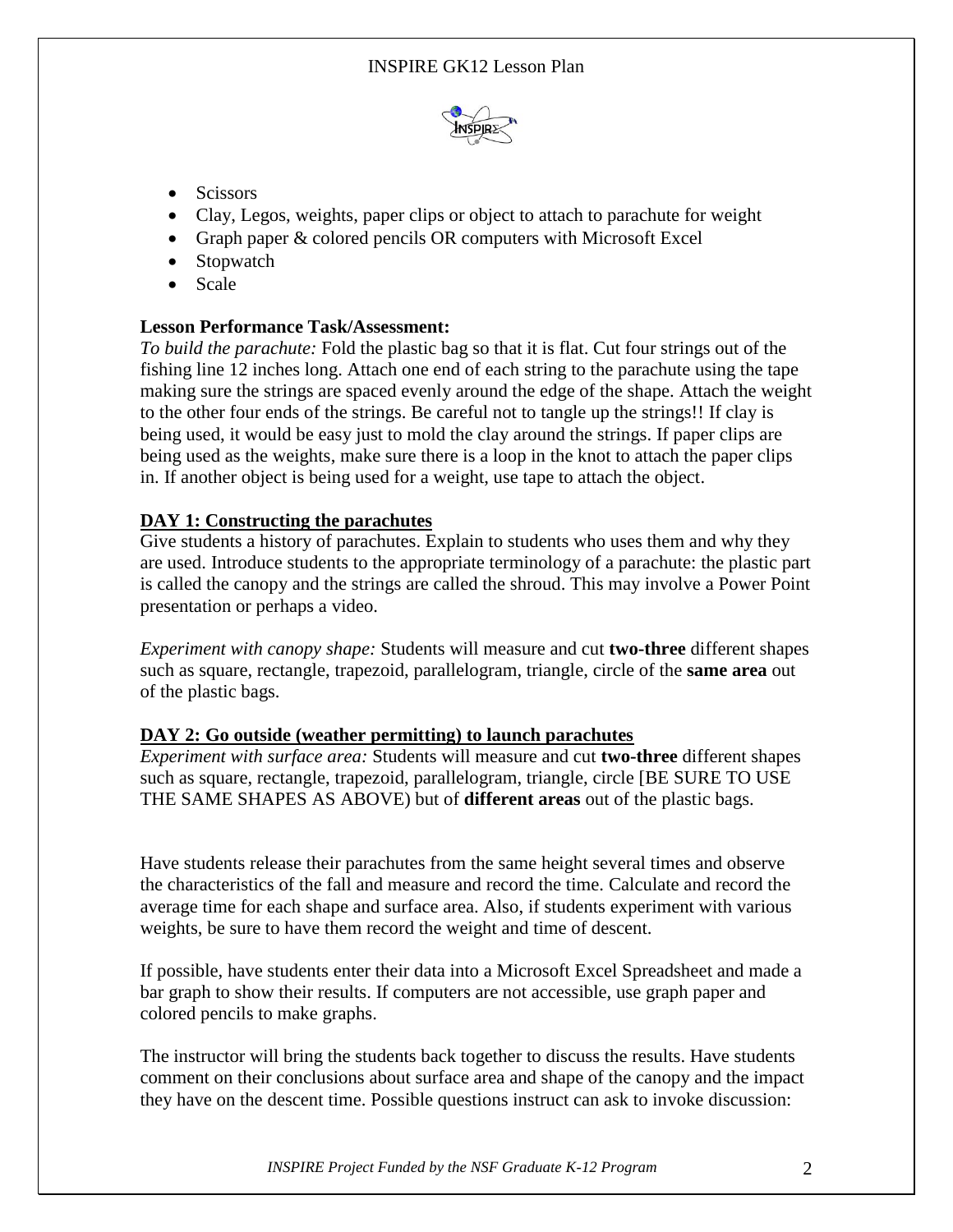- Scissors
- Clay, Legos, weights, paper clips or object to attach to parachute for weight
- Graph paper & colored pencils OR computers with Microsoft Excel
- Stopwatch
- Scale

**Lesson Performance Task/Assessment:**
*To build the parachute:* Fold the plastic bag so that it is flat. Cut four strings out of the fishing line 12 inches long. Attach one end of each string to the parachute using the tape making sure the strings are spaced evenly around the edge of the shape. Attach the weight to the other four ends of the strings. Be careful not to tangle up the strings!! If clay is being used, it would be easy just to mold the clay around the strings. If paper clips are being used as the weights, make sure there is a loop in the knot to attach the paper clips in. If another object is being used for a weight, use tape to attach the object.

**DAY 1: Constructing the parachutes**
Give students a history of parachutes. Explain to students who uses them and why they are used. Introduce students to the appropriate terminology of a parachute: the plastic part is called the canopy and the strings are called the shroud. This may involve a Power Point presentation or perhaps a video.

*Experiment with canopy shape:* Students will measure and cut **two-three** different shapes such as square, rectangle, trapezoid, parallelogram, triangle, circle of the **same area** out of the plastic bags.

**DAY 2: Go outside (weather permitting) to launch parachutes**
*Experiment with surface area:* Students will measure and cut **two-three** different shapes such as square, rectangle, trapezoid, parallelogram, triangle, circle [BE SURE TO USE THE SAME SHAPES AS ABOVE) but of **different areas** out of the plastic bags.

Have students release their parachutes from the same height several times and observe the characteristics of the fall and measure and record the time. Calculate and record the average time for each shape and surface area. Also, if students experiment with various weights, be sure to have them record the weight and time of descent.

If possible, have students enter their data into a Microsoft Excel Spreadsheet and made a bar graph to show their results. If computers are not accessible, use graph paper and colored pencils to make graphs.

The instructor will bring the students back together to discuss the results. Have students comment on their conclusions about surface area and shape of the canopy and the impact they have on the descent time. Possible questions instruct can ask to invoke discussion: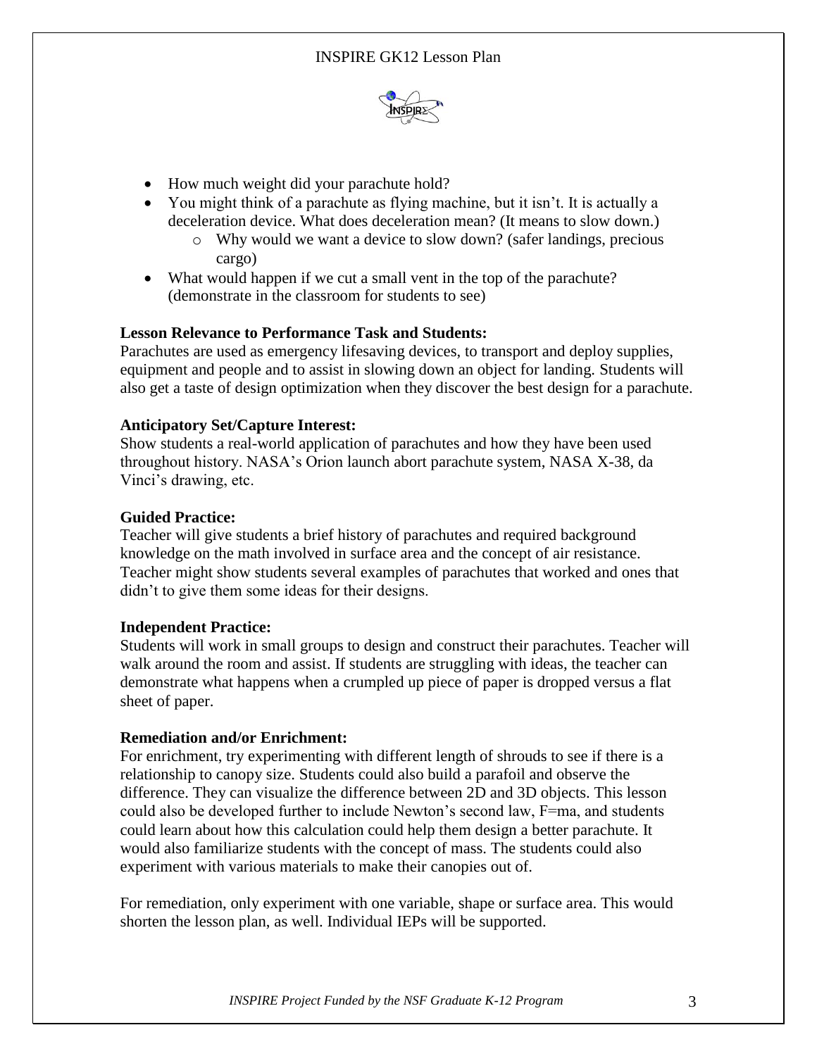- How much weight did your parachute hold?
- You might think of a parachute as flying machine, but it isn't. It is actually a deceleration device. What does deceleration mean? (It means to slow down.)
  - Why would we want a device to slow down? (safer landings, precious cargo)
- What would happen if we cut a small vent in the top of the parachute? (demonstrate in the classroom for students to see)

**Lesson Relevance to Performance Task and Students:**
Parachutes are used as emergency lifesaving devices, to transport and deploy supplies, equipment and people and to assist in slowing down an object for landing. Students will also get a taste of design optimization when they discover the best design for a parachute.

**Anticipatory Set/Capture Interest:**
Show students a real-world application of parachutes and how they have been used throughout history. NASA's Orion launch abort parachute system, NASA X-38, da Vinci's drawing, etc.

**Guided Practice:**
Teacher will give students a brief history of parachutes and required background knowledge on the math involved in surface area and the concept of air resistance. Teacher might show students several examples of parachutes that worked and ones that didn't to give them some ideas for their designs.

**Independent Practice:**
Students will work in small groups to design and construct their parachutes. Teacher will walk around the room and assist. If students are struggling with ideas, the teacher can demonstrate what happens when a crumpled up piece of paper is dropped versus a flat sheet of paper.

**Remediation and/or Enrichment:**
For enrichment, try experimenting with different length of shrouds to see if there is a relationship to canopy size. Students could also build a parafoil and observe the difference. They can visualize the difference between 2D and 3D objects. This lesson could also be developed further to include Newton's second law, $F=ma$, and students could learn about how this calculation could help them design a better parachute. It would also familiarize students with the concept of mass. The students could also experiment with various materials to make their canopies out of.

For remediation, only experiment with one variable, shape or surface area. This would shorten the lesson plan, as well. Individual IEPs will be supported.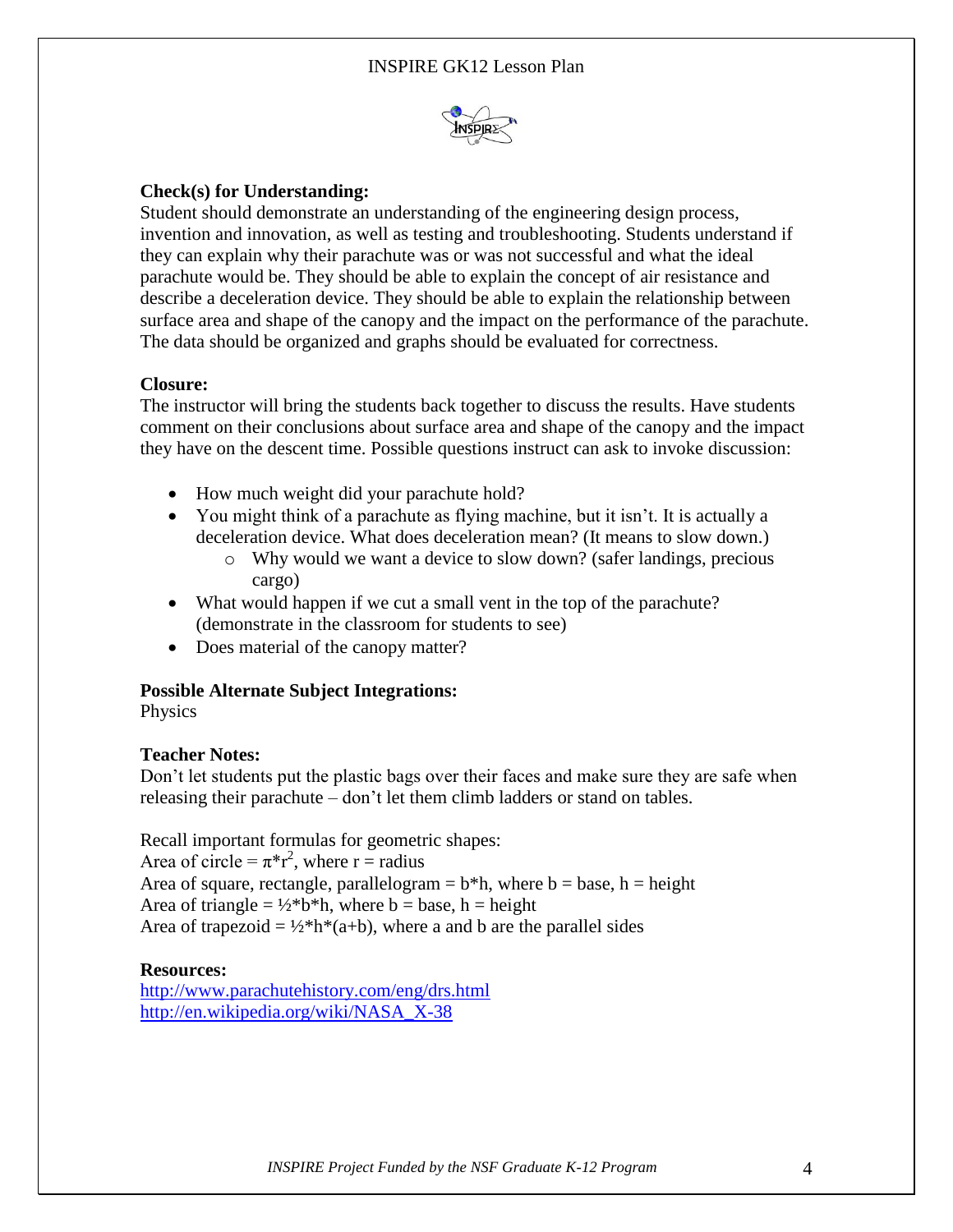### Check(s) for Understanding:

Student should demonstrate an understanding of the engineering design process, invention and innovation, as well as testing and troubleshooting. Students understand if they can explain why their parachute was or was not successful and what the ideal parachute would be. They should be able to explain the concept of air resistance and describe a deceleration device. They should be able to explain the relationship between surface area and shape of the canopy and the impact on the performance of the parachute. The data should be organized and graphs should be evaluated for correctness.

### Closure:

The instructor will bring the students back together to discuss the results. Have students comment on their conclusions about surface area and shape of the canopy and the impact they have on the descent time. Possible questions instruct can ask to invoke discussion:

- How much weight did your parachute hold?
- You might think of a parachute as flying machine, but it isn't. It is actually a deceleration device. What does deceleration mean? (It means to slow down.)
    - Why would we want a device to slow down? (safer landings, precious cargo)
- What would happen if we cut a small vent in the top of the parachute? (demonstrate in the classroom for students to see)
- Does material of the canopy matter?

### Possible Alternate Subject Integrations:

Physics

### Teacher Notes:

Don't let students put the plastic bags over their faces and make sure they are safe when releasing their parachute – don't let them climb ladders or stand on tables.

Recall important formulas for geometric shapes:
Area of circle = $\pi * r^2$, where r = radius
Area of square, rectangle, parallelogram = $b*h$, where b = base, h = height
Area of triangle = $\frac{1}{2}*b*h$, where b = base, h = height
Area of trapezoid = $\frac{1}{2}*h*(a+b)$, where a and b are the parallel sides

### Resources:

http://www.parachutehistory.com/eng/drs.html
http://en.wikipedia.org/wiki/NASA_X-38